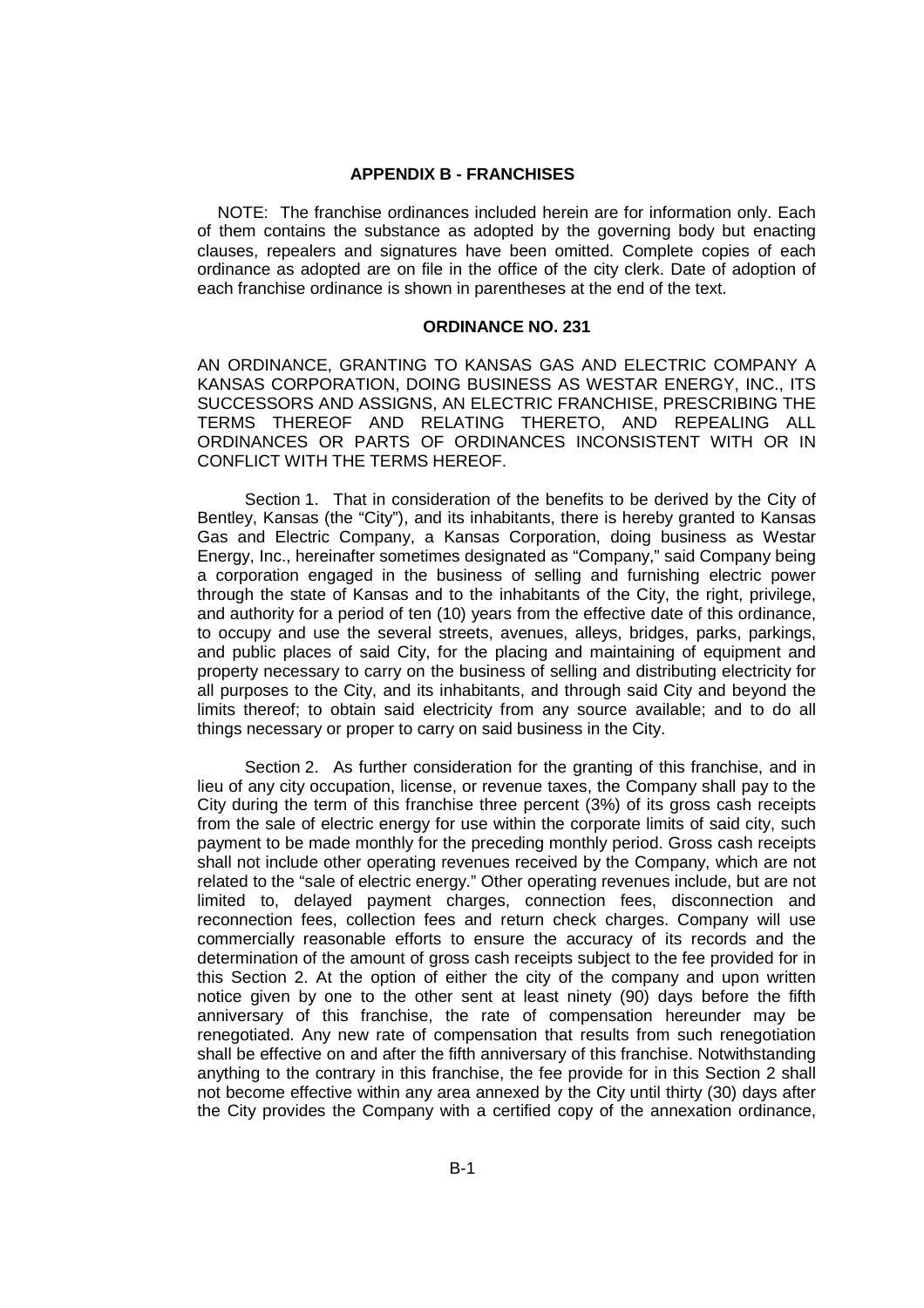## APPENDIX B - FRANCHISES

NOTE: The franchise ordinances included herein are for information only. Each of them contains the substance as adopted by the governing body but enacting clauses, repealers and signatures have been omitted. Complete copies of each ordinance as adopted are on file in the office of the city clerk. Date of adoption of each franchise ordinance is shown in parentheses at the end of the text.

### ORDINANCE NO. 231

AN ORDINANCE, GRANTING TO KANSAS GAS AND ELECTRIC COMPANY A KANSAS CORPORATION, DOING BUSINESS AS WESTAR ENERGY, INC., ITS SUCCESSORS AND ASSIGNS, AN ELECTRIC FRANCHISE, PRESCRIBING THE TERMS THEREOF AND RELATING THERETO, AND REPEALING ALL ORDINANCES OR PARTS OF ORDINANCES INCONSISTENT WITH OR IN CONFLICT WITH THE TERMS HEREOF.

Section 1. That in consideration of the benefits to be derived by the City of Bentley, Kansas (the "City"), and its inhabitants, there is hereby granted to Kansas Gas and Electric Company, a Kansas Corporation, doing business as Westar Energy, Inc., hereinafter sometimes designated as "Company," said Company being a corporation engaged in the business of selling and furnishing electric power through the state of Kansas and to the inhabitants of the City, the right, privilege, and authority for a period of ten (10) years from the effective date of this ordinance, to occupy and use the several streets, avenues, alleys, bridges, parks, parkings, and public places of said City, for the placing and maintaining of equipment and property necessary to carry on the business of selling and distributing electricity for all purposes to the City, and its inhabitants, and through said City and beyond the limits thereof; to obtain said electricity from any source available; and to do all things necessary or proper to carry on said business in the City.

Section 2. As further consideration for the granting of this franchise, and in lieu of any city occupation, license, or revenue taxes, the Company shall pay to the City during the term of this franchise three percent (3%) of its gross cash receipts from the sale of electric energy for use within the corporate limits of said city, such payment to be made monthly for the preceding monthly period. Gross cash receipts shall not include other operating revenues received by the Company, which are not related to the "sale of electric energy." Other operating revenues include, but are not limited to, delayed payment charges, connection fees, disconnection and reconnection fees, collection fees and return check charges. Company will use commercially reasonable efforts to ensure the accuracy of its records and the determination of the amount of gross cash receipts subject to the fee provided for in this Section 2. At the option of either the city of the company and upon written notice given by one to the other sent at least ninety (90) days before the fifth anniversary of this franchise, the rate of compensation hereunder may be renegotiated. Any new rate of compensation that results from such renegotiation shall be effective on and after the fifth anniversary of this franchise. Notwithstanding anything to the contrary in this franchise, the fee provide for in this Section 2 shall not become effective within any area annexed by the City until thirty (30) days after the City provides the Company with a certified copy of the annexation ordinance,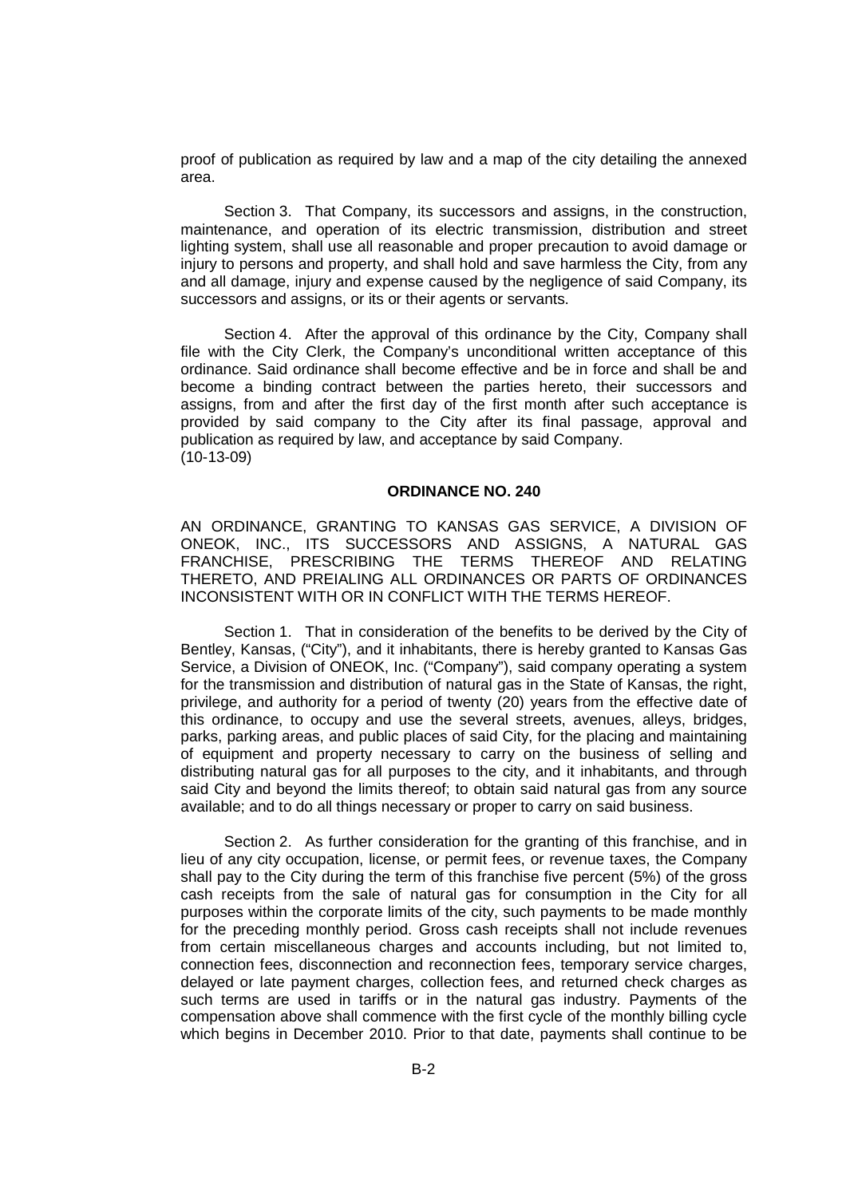proof of publication as required by law and a map of the city detailing the annexed area.

Section 3. That Company, its successors and assigns, in the construction, maintenance, and operation of its electric transmission, distribution and street lighting system, shall use all reasonable and proper precaution to avoid damage or injury to persons and property, and shall hold and save harmless the City, from any and all damage, injury and expense caused by the negligence of said Company, its successors and assigns, or its or their agents or servants.

Section 4. After the approval of this ordinance by the City, Company shall file with the City Clerk, the Company's unconditional written acceptance of this ordinance. Said ordinance shall become effective and be in force and shall be and become a binding contract between the parties hereto, their successors and assigns, from and after the first day of the first month after such acceptance is provided by said company to the City after its final passage, approval and publication as required by law, and acceptance by said Company.
(10-13-09)

**ORDINANCE NO. 240**

AN ORDINANCE, GRANTING TO KANSAS GAS SERVICE, A DIVISION OF ONEOK, INC., ITS SUCCESSORS AND ASSIGNS, A NATURAL GAS FRANCHISE, PRESCRIBING THE TERMS THEREOF AND RELATING THERETO, AND PREIALING ALL ORDINANCES OR PARTS OF ORDINANCES INCONSISTENT WITH OR IN CONFLICT WITH THE TERMS HEREOF.

Section 1. That in consideration of the benefits to be derived by the City of Bentley, Kansas, ("City"), and it inhabitants, there is hereby granted to Kansas Gas Service, a Division of ONEOK, Inc. ("Company"), said company operating a system for the transmission and distribution of natural gas in the State of Kansas, the right, privilege, and authority for a period of twenty (20) years from the effective date of this ordinance, to occupy and use the several streets, avenues, alleys, bridges, parks, parking areas, and public places of said City, for the placing and maintaining of equipment and property necessary to carry on the business of selling and distributing natural gas for all purposes to the city, and it inhabitants, and through said City and beyond the limits thereof; to obtain said natural gas from any source available; and to do all things necessary or proper to carry on said business.

Section 2. As further consideration for the granting of this franchise, and in lieu of any city occupation, license, or permit fees, or revenue taxes, the Company shall pay to the City during the term of this franchise five percent (5%) of the gross cash receipts from the sale of natural gas for consumption in the City for all purposes within the corporate limits of the city, such payments to be made monthly for the preceding monthly period. Gross cash receipts shall not include revenues from certain miscellaneous charges and accounts including, but not limited to, connection fees, disconnection and reconnection fees, temporary service charges, delayed or late payment charges, collection fees, and returned check charges as such terms are used in tariffs or in the natural gas industry. Payments of the compensation above shall commence with the first cycle of the monthly billing cycle which begins in December 2010. Prior to that date, payments shall continue to be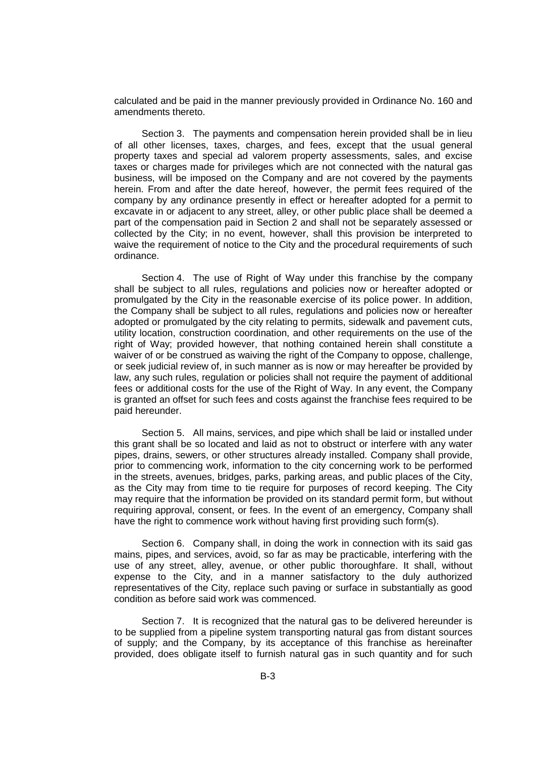calculated and be paid in the manner previously provided in Ordinance No. 160 and amendments thereto.

Section 3. The payments and compensation herein provided shall be in lieu of all other licenses, taxes, charges, and fees, except that the usual general property taxes and special ad valorem property assessments, sales, and excise taxes or charges made for privileges which are not connected with the natural gas business, will be imposed on the Company and are not covered by the payments herein. From and after the date hereof, however, the permit fees required of the company by any ordinance presently in effect or hereafter adopted for a permit to excavate in or adjacent to any street, alley, or other public place shall be deemed a part of the compensation paid in Section 2 and shall not be separately assessed or collected by the City; in no event, however, shall this provision be interpreted to waive the requirement of notice to the City and the procedural requirements of such ordinance.

Section 4. The use of Right of Way under this franchise by the company shall be subject to all rules, regulations and policies now or hereafter adopted or promulgated by the City in the reasonable exercise of its police power. In addition, the Company shall be subject to all rules, regulations and policies now or hereafter adopted or promulgated by the city relating to permits, sidewalk and pavement cuts, utility location, construction coordination, and other requirements on the use of the right of Way; provided however, that nothing contained herein shall constitute a waiver of or be construed as waiving the right of the Company to oppose, challenge, or seek judicial review of, in such manner as is now or may hereafter be provided by law, any such rules, regulation or policies shall not require the payment of additional fees or additional costs for the use of the Right of Way. In any event, the Company is granted an offset for such fees and costs against the franchise fees required to be paid hereunder.

Section 5. All mains, services, and pipe which shall be laid or installed under this grant shall be so located and laid as not to obstruct or interfere with any water pipes, drains, sewers, or other structures already installed. Company shall provide, prior to commencing work, information to the city concerning work to be performed in the streets, avenues, bridges, parks, parking areas, and public places of the City, as the City may from time to tie require for purposes of record keeping. The City may require that the information be provided on its standard permit form, but without requiring approval, consent, or fees. In the event of an emergency, Company shall have the right to commence work without having first providing such form(s).

Section 6. Company shall, in doing the work in connection with its said gas mains, pipes, and services, avoid, so far as may be practicable, interfering with the use of any street, alley, avenue, or other public thoroughfare. It shall, without expense to the City, and in a manner satisfactory to the duly authorized representatives of the City, replace such paving or surface in substantially as good condition as before said work was commenced.

Section 7. It is recognized that the natural gas to be delivered hereunder is to be supplied from a pipeline system transporting natural gas from distant sources of supply; and the Company, by its acceptance of this franchise as hereinafter provided, does obligate itself to furnish natural gas in such quantity and for such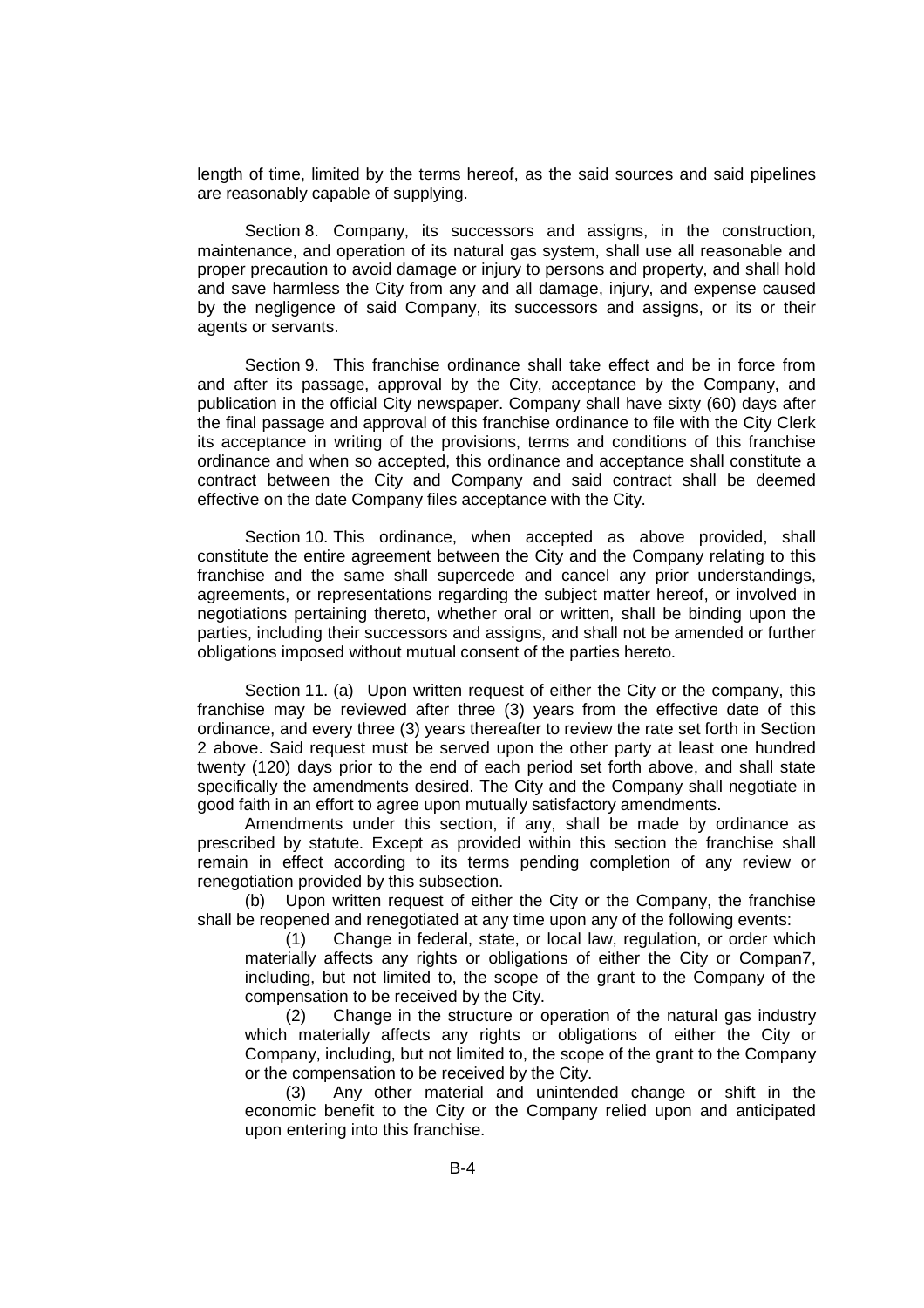length of time, limited by the terms hereof, as the said sources and said pipelines are reasonably capable of supplying.

Section 8. Company, its successors and assigns, in the construction, maintenance, and operation of its natural gas system, shall use all reasonable and proper precaution to avoid damage or injury to persons and property, and shall hold and save harmless the City from any and all damage, injury, and expense caused by the negligence of said Company, its successors and assigns, or its or their agents or servants.

Section 9. This franchise ordinance shall take effect and be in force from and after its passage, approval by the City, acceptance by the Company, and publication in the official City newspaper. Company shall have sixty (60) days after the final passage and approval of this franchise ordinance to file with the City Clerk its acceptance in writing of the provisions, terms and conditions of this franchise ordinance and when so accepted, this ordinance and acceptance shall constitute a contract between the City and Company and said contract shall be deemed effective on the date Company files acceptance with the City.

Section 10. This ordinance, when accepted as above provided, shall constitute the entire agreement between the City and the Company relating to this franchise and the same shall supercede and cancel any prior understandings, agreements, or representations regarding the subject matter hereof, or involved in negotiations pertaining thereto, whether oral or written, shall be binding upon the parties, including their successors and assigns, and shall not be amended or further obligations imposed without mutual consent of the parties hereto.

Section 11. (a) Upon written request of either the City or the company, this franchise may be reviewed after three (3) years from the effective date of this ordinance, and every three (3) years thereafter to review the rate set forth in Section 2 above. Said request must be served upon the other party at least one hundred twenty (120) days prior to the end of each period set forth above, and shall state specifically the amendments desired. The City and the Company shall negotiate in good faith in an effort to agree upon mutually satisfactory amendments.

Amendments under this section, if any, shall be made by ordinance as prescribed by statute. Except as provided within this section the franchise shall remain in effect according to its terms pending completion of any review or renegotiation provided by this subsection.

(b) Upon written request of either the City or the Company, the franchise shall be reopened and renegotiated at any time upon any of the following events:

(1) Change in federal, state, or local law, regulation, or order which materially affects any rights or obligations of either the City or Compan7, including, but not limited to, the scope of the grant to the Company of the compensation to be received by the City.

(2) Change in the structure or operation of the natural gas industry which materially affects any rights or obligations of either the City or Company, including, but not limited to, the scope of the grant to the Company or the compensation to be received by the City.

(3) Any other material and unintended change or shift in the economic benefit to the City or the Company relied upon and anticipated upon entering into this franchise.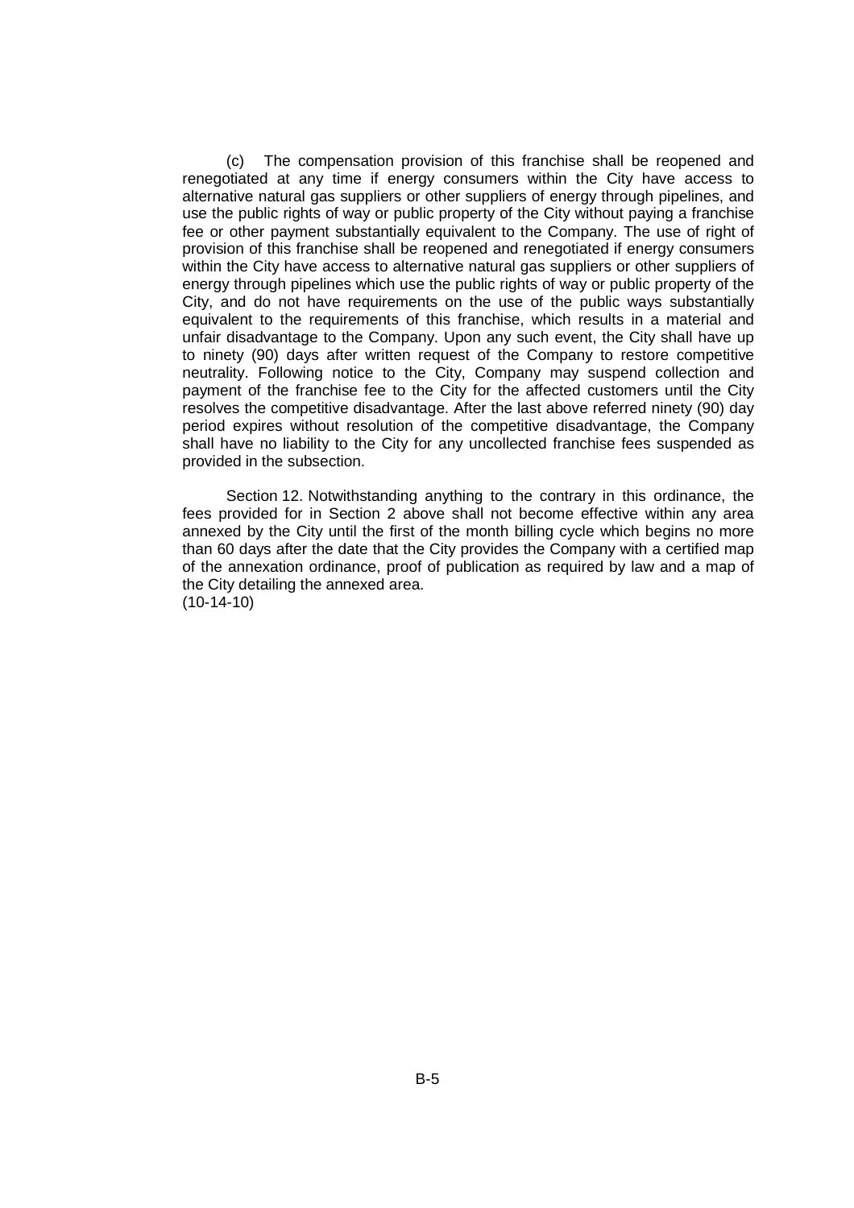(c) The compensation provision of this franchise shall be reopened and renegotiated at any time if energy consumers within the City have access to alternative natural gas suppliers or other suppliers of energy through pipelines, and use the public rights of way or public property of the City without paying a franchise fee or other payment substantially equivalent to the Company. The use of right of provision of this franchise shall be reopened and renegotiated if energy consumers within the City have access to alternative natural gas suppliers or other suppliers of energy through pipelines which use the public rights of way or public property of the City, and do not have requirements on the use of the public ways substantially equivalent to the requirements of this franchise, which results in a material and unfair disadvantage to the Company. Upon any such event, the City shall have up to ninety (90) days after written request of the Company to restore competitive neutrality. Following notice to the City, Company may suspend collection and payment of the franchise fee to the City for the affected customers until the City resolves the competitive disadvantage. After the last above referred ninety (90) day period expires without resolution of the competitive disadvantage, the Company shall have no liability to the City for any uncollected franchise fees suspended as provided in the subsection.

Section 12. Notwithstanding anything to the contrary in this ordinance, the fees provided for in Section 2 above shall not become effective within any area annexed by the City until the first of the month billing cycle which begins no more than 60 days after the date that the City provides the Company with a certified map of the annexation ordinance, proof of publication as required by law and a map of the City detailing the annexed area.
(10-14-10)